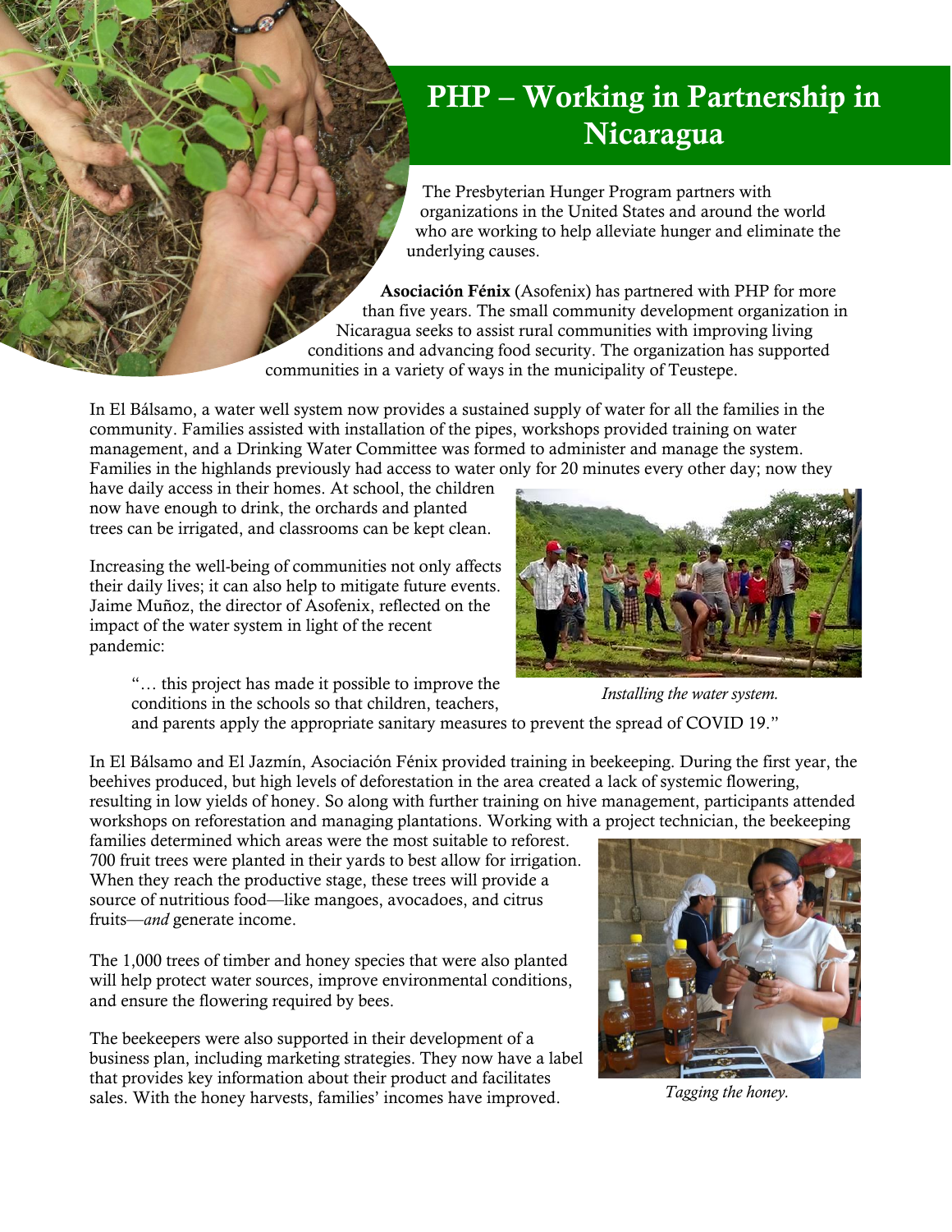# PHP – Working in Partnership in Nicaragua

The Presbyterian Hunger Program partners with organizations in the United States and around the world who are working to help alleviate hunger and eliminate the underlying causes.

**Asociación Fénix** (Asofenix) has partnered with PHP for more than five years. The small community development organization in Nicaragua seeks to assist rural communities with improving living conditions and advancing food security. The organization has supported communities in a variety of ways in the municipality of Teustepe.

In El Bálsamo, a water well system now provides a sustained supply of water for all the families in the community. Families assisted with installation of the pipes, workshops provided training on water management, and a Drinking Water Committee was formed to administer and manage the system. Families in the highlands previously had access to water only for 20 minutes every other day; now they have daily access in their homes. At school, the children now have enough to drink, the orchards and planted trees can be irrigated, and classrooms can be kept clean.

Increasing the well-being of communities not only affects their daily lives; it can also help to mitigate future events. Jaime Muñoz, the director of Asofenix, reflected on the impact of the water system in light of the recent pandemic:

> "… this project has made it possible to improve the conditions in the schools so that children, teachers, and parents apply the appropriate sanitary measures to prevent the spread of COVID 19."

*Installing the water system.*

In El Bálsamo and El Jazmín, Asociación Fénix provided training in beekeeping. During the first year, the beehives produced, but high levels of deforestation in the area created a lack of systemic flowering, resulting in low yields of honey. So along with further training on hive management, participants attended workshops on reforestation and managing plantations. Working with a project technician, the beekeeping families determined which areas were the most suitable to reforest. 700 fruit trees were planted in their yards to best allow for irrigation. When they reach the productive stage, these trees will provide a source of nutritious food—like mangoes, avocadoes, and citrus fruits—*and* generate income.

The 1,000 trees of timber and honey species that were also planted will help protect water sources, improve environmental conditions, and ensure the flowering required by bees.

The beekeepers were also supported in their development of a business plan, including marketing strategies. They now have a label that provides key information about their product and facilitates sales. With the honey harvests, families' incomes have improved.

*Tagging the honey.*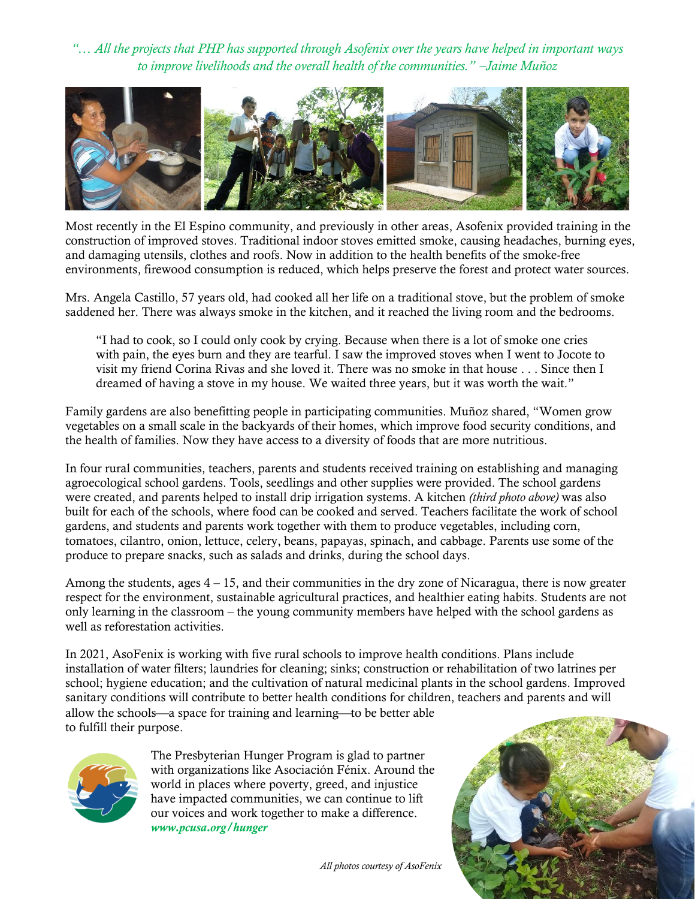*"… All the projects that PHP has supported through Asofenix over the years have helped in important ways to improve livelihoods and the overall health of the communities." –Jaime Muñoz*

Most recently in the El Espino community, and previously in other areas, Asofenix provided training in the construction of improved stoves. Traditional indoor stoves emitted smoke, causing headaches, burning eyes, and damaging utensils, clothes and roofs. Now in addition to the health benefits of the smoke-free environments, firewood consumption is reduced, which helps preserve the forest and protect water sources.

Mrs. Angela Castillo, 57 years old, had cooked all her life on a traditional stove, but the problem of smoke saddened her. There was always smoke in the kitchen, and it reached the living room and the bedrooms.

> "I had to cook, so I could only cook by crying. Because when there is a lot of smoke one cries with pain, the eyes burn and they are tearful. I saw the improved stoves when I went to Jocote to visit my friend Corina Rivas and she loved it. There was no smoke in that house . . . Since then I dreamed of having a stove in my house. We waited three years, but it was worth the wait."

Family gardens are also benefitting people in participating communities. Muñoz shared, "Women grow vegetables on a small scale in the backyards of their homes, which improve food security conditions, and the health of families. Now they have access to a diversity of foods that are more nutritious.

In four rural communities, teachers, parents and students received training on establishing and managing agroecological school gardens. Tools, seedlings and other supplies were provided. The school gardens were created, and parents helped to install drip irrigation systems. A kitchen *(third photo above)* was also built for each of the schools, where food can be cooked and served. Teachers facilitate the work of school gardens, and students and parents work together with them to produce vegetables, including corn, tomatoes, cilantro, onion, lettuce, celery, beans, papayas, spinach, and cabbage. Parents use some of the produce to prepare snacks, such as salads and drinks, during the school days.

Among the students, ages 4 – 15, and their communities in the dry zone of Nicaragua, there is now greater respect for the environment, sustainable agricultural practices, and healthier eating habits. Students are not only learning in the classroom – the young community members have helped with the school gardens as well as reforestation activities.

In 2021, AsoFenix is working with five rural schools to improve health conditions. Plans include installation of water filters; laundries for cleaning; sinks; construction or rehabilitation of two latrines per school; hygiene education; and the cultivation of natural medicinal plants in the school gardens. Improved sanitary conditions will contribute to better health conditions for children, teachers and parents and will allow the schools—a space for training and learning—to be better able to fulfill their purpose.

The Presbyterian Hunger Program is glad to partner with organizations like Asociación Fénix. Around the world in places where poverty, greed, and injustice have impacted communities, we can continue to lift our voices and work together to make a difference.
***www.pcusa.org/hunger***

*All photos courtesy of AsoFenix*